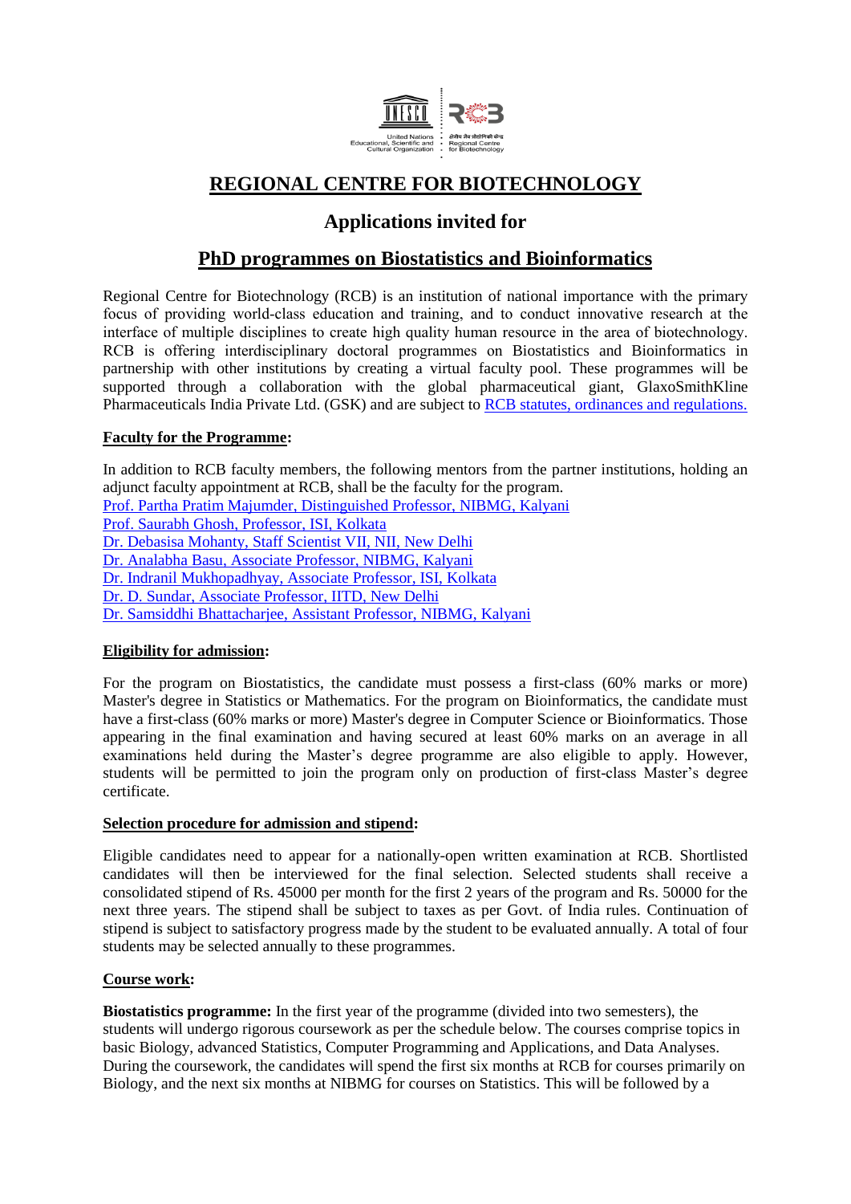# REGIONAL CENTRE FOR BIOTECHNOLOGY

## Applications invited for

## PhD programmes on Biostatistics and Bioinformatics

Regional Centre for Biotechnology (RCB) is an institution of national importance with the primary focus of providing world-class education and training, and to conduct innovative research at the interface of multiple disciplines to create high quality human resource in the area of biotechnology. RCB is offering interdisciplinary doctoral programmes on Biostatistics and Bioinformatics in partnership with other institutions by creating a virtual faculty pool. These programmes will be supported through a collaboration with the global pharmaceutical giant, GlaxoSmithKline Pharmaceuticals India Private Ltd. (GSK) and are subject to RCB statutes, ordinances and regulations.

**Faculty for the Programme:**

In addition to RCB faculty members, the following mentors from the partner institutions, holding an adjunct faculty appointment at RCB, shall be the faculty for the program.

Prof. Partha Pratim Majumder, Distinguished Professor, NIBMG, Kalyani
Prof. Saurabh Ghosh, Professor, ISI, Kolkata
Dr. Debasisa Mohanty, Staff Scientist VII, NII, New Delhi
Dr. Analabha Basu, Associate Professor, NIBMG, Kalyani
Dr. Indranil Mukhopadhyay, Associate Professor, ISI, Kolkata
Dr. D. Sundar, Associate Professor, IITD, New Delhi
Dr. Samsiddhi Bhattacharjee, Assistant Professor, NIBMG, Kalyani

**Eligibility for admission:**

For the program on Biostatistics, the candidate must possess a first-class (60% marks or more) Master's degree in Statistics or Mathematics. For the program on Bioinformatics, the candidate must have a first-class (60% marks or more) Master's degree in Computer Science or Bioinformatics. Those appearing in the final examination and having secured at least 60% marks on an average in all examinations held during the Master's degree programme are also eligible to apply. However, students will be permitted to join the program only on production of first-class Master's degree certificate.

**Selection procedure for admission and stipend:**

Eligible candidates need to appear for a nationally-open written examination at RCB. Shortlisted candidates will then be interviewed for the final selection. Selected students shall receive a consolidated stipend of Rs. 45000 per month for the first 2 years of the program and Rs. 50000 for the next three years. The stipend shall be subject to taxes as per Govt. of India rules. Continuation of stipend is subject to satisfactory progress made by the student to be evaluated annually. A total of four students may be selected annually to these programmes.

**Course work:**

**Biostatistics programme:** In the first year of the programme (divided into two semesters), the students will undergo rigorous coursework as per the schedule below. The courses comprise topics in basic Biology, advanced Statistics, Computer Programming and Applications, and Data Analyses. During the coursework, the candidates will spend the first six months at RCB for courses primarily on Biology, and the next six months at NIBMG for courses on Statistics. This will be followed by a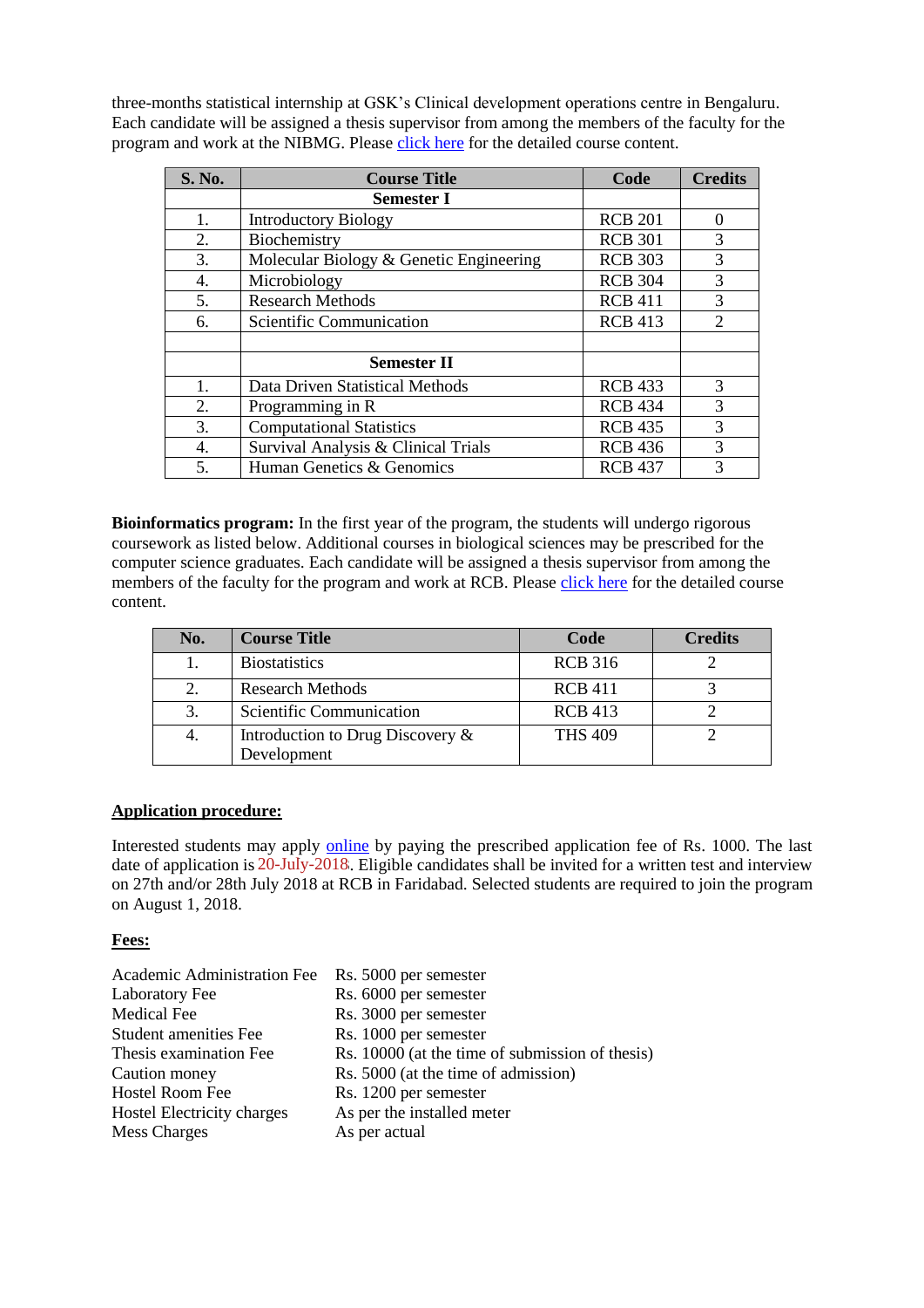three-months statistical internship at GSK's Clinical development operations centre in Bengaluru. Each candidate will be assigned a thesis supervisor from among the members of the faculty for the program and work at the NIBMG. Please click here for the detailed course content.

| S. No. | Course Title | Code | Credits |
|---|---|---|---|
| | **Semester I** | | |
| 1. | Introductory Biology | RCB 201 | 0 |
| 2. | Biochemistry | RCB 301 | 3 |
| 3. | Molecular Biology & Genetic Engineering | RCB 303 | 3 |
| 4. | Microbiology | RCB 304 | 3 |
| 5. | Research Methods | RCB 411 | 3 |
| 6. | Scientific Communication | RCB 413 | 2 |
| | | | |
| | **Semester II** | | |
| 1. | Data Driven Statistical Methods | RCB 433 | 3 |
| 2. | Programming in R | RCB 434 | 3 |
| 3. | Computational Statistics | RCB 435 | 3 |
| 4. | Survival Analysis & Clinical Trials | RCB 436 | 3 |
| 5. | Human Genetics & Genomics | RCB 437 | 3 |

**Bioinformatics program:** In the first year of the program, the students will undergo rigorous coursework as listed below. Additional courses in biological sciences may be prescribed for the computer science graduates. Each candidate will be assigned a thesis supervisor from among the members of the faculty for the program and work at RCB. Please click here for the detailed course content.

| No. | Course Title | Code | Credits |
|---|---|---|---|
| 1. | Biostatistics | RCB 316 | 2 |
| 2. | Research Methods | RCB 411 | 3 |
| 3. | Scientific Communication | RCB 413 | 2 |
| 4. | Introduction to Drug Discovery & Development | THS 409 | 2 |

## Application procedure:

Interested students may apply online by paying the prescribed application fee of Rs. 1000. The last date of application is 20-July-2018. Eligible candidates shall be invited for a written test and interview on 27th and/or 28th July 2018 at RCB in Faridabad. Selected students are required to join the program on August 1, 2018.

## Fees:

| | |
|---|---|
| Academic Administration Fee | Rs. 5000 per semester |
| Laboratory Fee | Rs. 6000 per semester |
| Medical Fee | Rs. 3000 per semester |
| Student amenities Fee | Rs. 1000 per semester |
| Thesis examination Fee | Rs. 10000 (at the time of submission of thesis) |
| Caution money | Rs. 5000 (at the time of admission) |
| Hostel Room Fee | Rs. 1200 per semester |
| Hostel Electricity charges | As per the installed meter |
| Mess Charges | As per actual |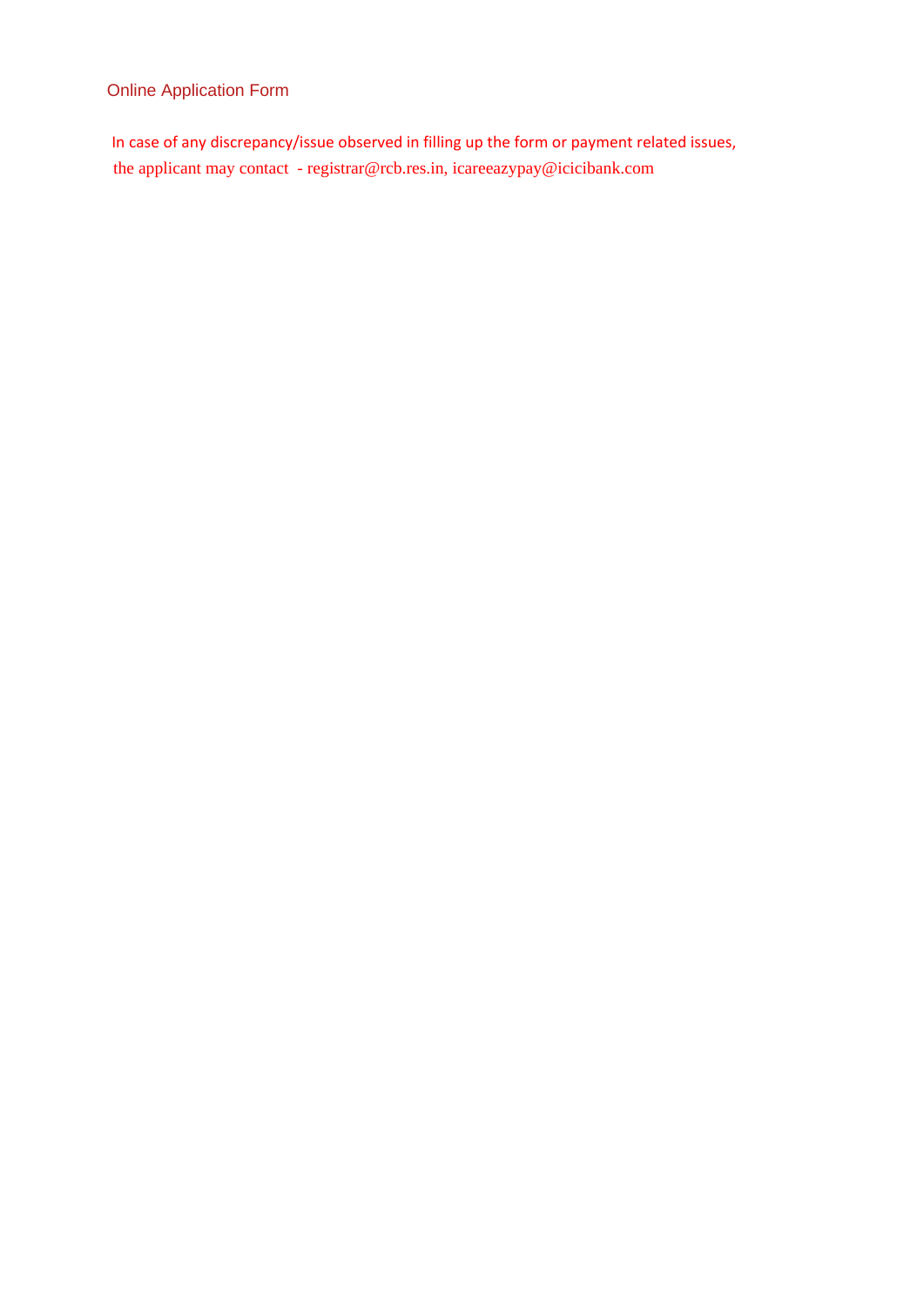Online Application Form

In case of any discrepancy/issue observed in filling up the form or payment related issues, the applicant may contact - registrar@rcb.res.in, icareeazypay@icicibank.com